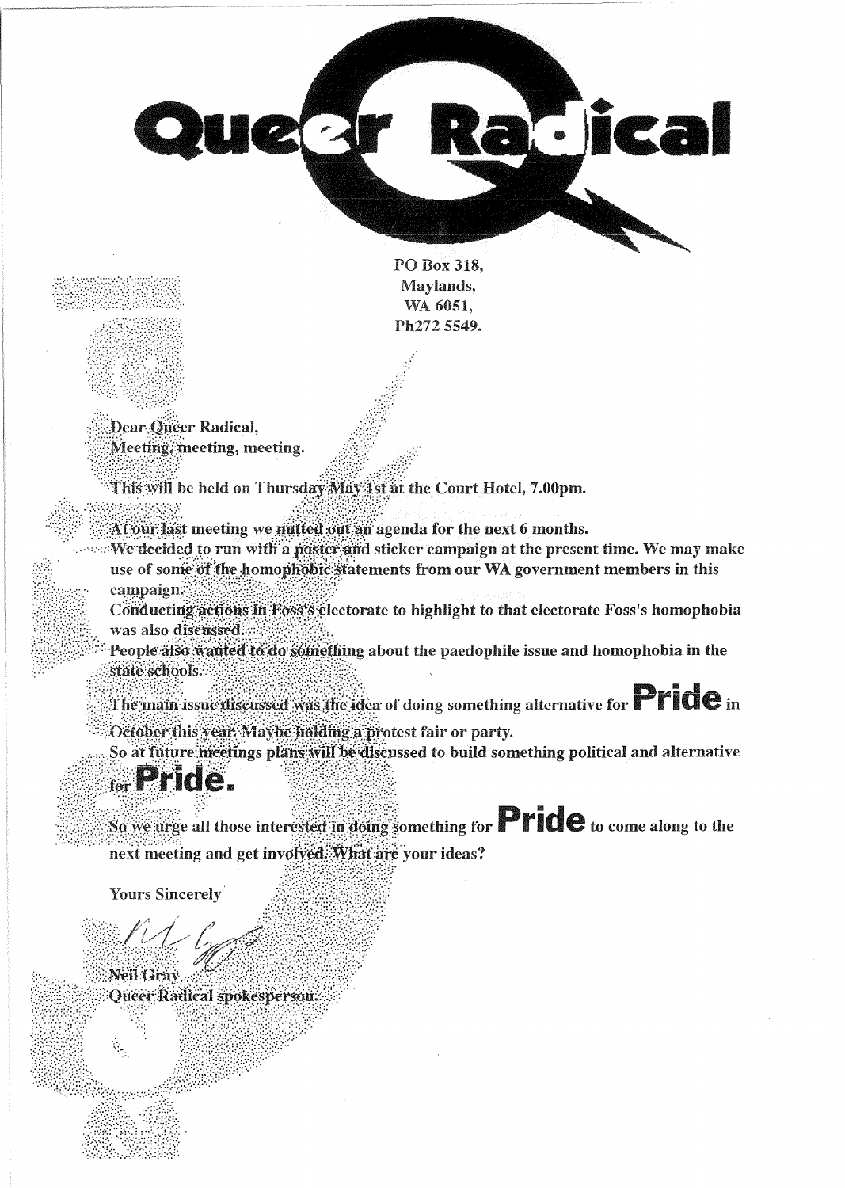# Queer Radical

PO Box 318,
Maylands,
WA 6051,
Ph272 5549.

Dear Queer Radical,
Meeting, meeting, meeting.

This will be held on Thursday May 1st at the Court Hotel, 7.00pm.

At our last meeting we nutted out an agenda for the next 6 months.
We decided to run with a poster and sticker campaign at the present time. We may make use of some of the homophobic statements from our WA government members in this campaign.
Conducting actions in Foss's electorate to highlight to that electorate Foss's homophobia was also discussed.
People also wanted to do something about the paedophile issue and homophobia in the state schools.

The main issue discussed was the idea of doing something alternative for **Pride** in October this year. Maybe holding a protest fair or party.
So at future meetings plans will be discussed to build something political and alternative for **Pride.**

So we urge all those interested in doing something for **Pride** to come along to the next meeting and get involved. What are your ideas?

Yours Sincerely

Neil Gray
Queer Radical spokesperson.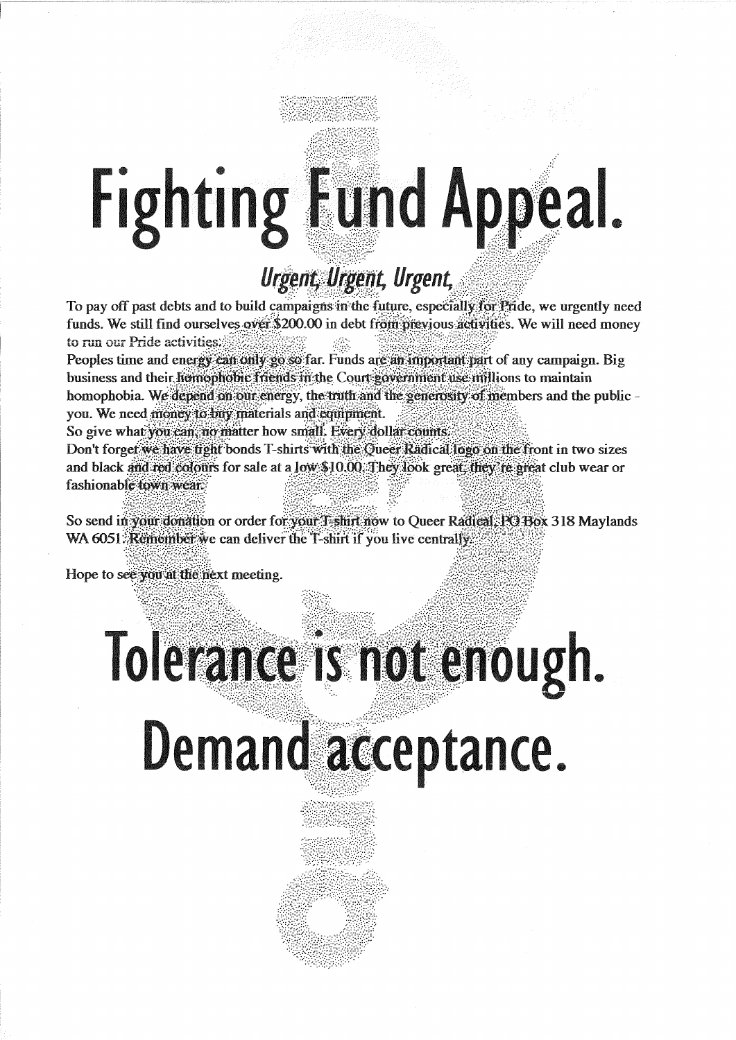# Fighting Fund Appeal.

## *Urgent, Urgent, Urgent,*

To pay off past debts and to build campaigns in the future, especially for Pride, we urgently need funds. We still find ourselves over $200.00 in debt from previous activities. We will need money to run our Pride activities.

Peoples time and energy can only go so far. Funds are an important part of any campaign. Big business and their homophobic friends in the Court government use millions to maintain homophobia. We depend on our energy, the truth and the generosity of members and the public - you. We need money to buy materials and equipment.

So give what you can, no matter how small. Every dollar counts.

Don't forget we have tight bonds T-shirts with the Queer Radical logo on the front in two sizes and black and red colours for sale at a low $10.00. They look great, they're great club wear or fashionable town wear.

So send in your donation or order for your T-shirt now to Queer Radical, PO Box 318 Maylands WA 6051. Remember we can deliver the T-shirt if you live centrally.

Hope to see you at the next meeting.

# Tolerance is not enough.

# Demand acceptance.